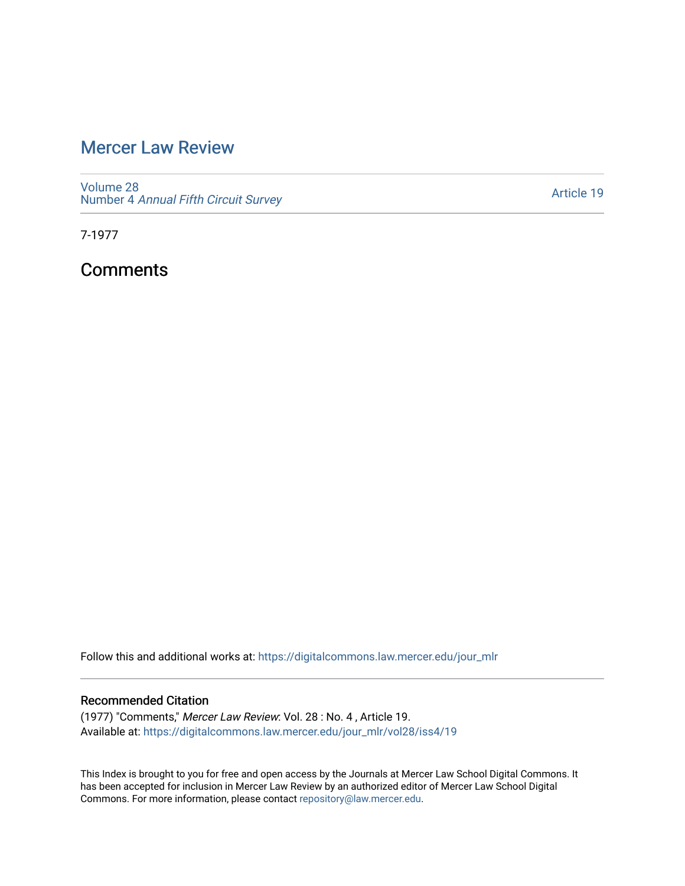# Mercer Law Review

Volume 28
Number 4 *Annual Fifth Circuit Survey*

Article 19

7-1977

## Comments

Follow this and additional works at: https://digitalcommons.law.mercer.edu/jour_mlr

### Recommended Citation

(1977) "Comments," *Mercer Law Review*: Vol. 28 : No. 4 , Article 19.
Available at: https://digitalcommons.law.mercer.edu/jour_mlr/vol28/iss4/19

This Index is brought to you for free and open access by the Journals at Mercer Law School Digital Commons. It has been accepted for inclusion in Mercer Law Review by an authorized editor of Mercer Law School Digital Commons. For more information, please contact repository@law.mercer.edu.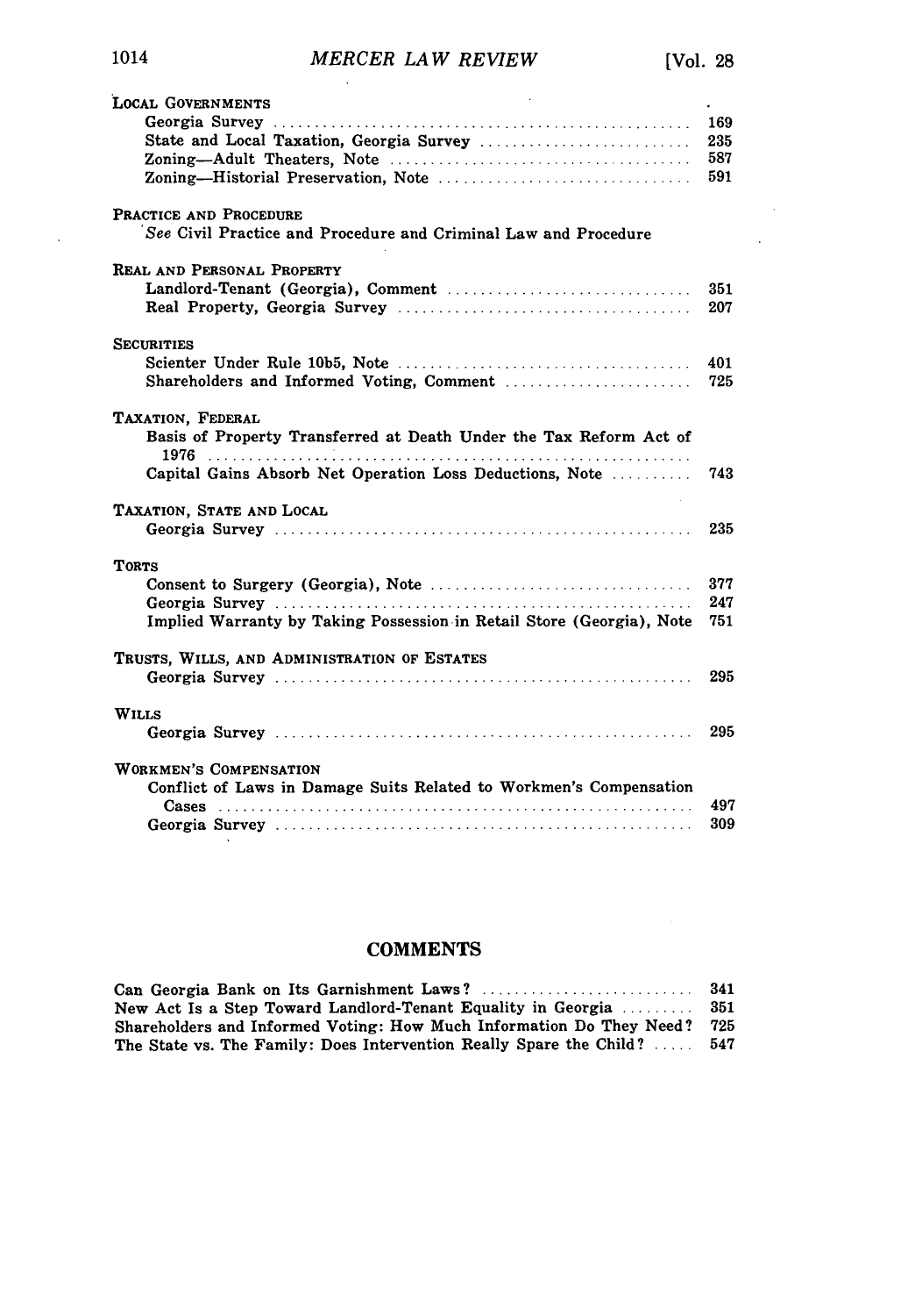LOCAL GOVERNMENTS

Georgia Survey .................................................. 169
State and Local Taxation, Georgia Survey .......................... 235
Zoning—Adult Theaters, Note ....................................... 587
Zoning—Historial Preservation, Note ............................... 591

PRACTICE AND PROCEDURE

*See* Civil Practice and Procedure and Criminal Law and Procedure

REAL AND PERSONAL PROPERTY

Landlord-Tenant (Georgia), Comment ................................ 351
Real Property, Georgia Survey ..................................... 207

SECURITIES

Scienter Under Rule 10b5, Note .................................... 401
Shareholders and Informed Voting, Comment ......................... 725

TAXATION, FEDERAL

Basis of Property Transferred at Death Under the Tax Reform Act of 1976 ..........................................................
Capital Gains Absorb Net Operation Loss Deductions, Note .......... 743

TAXATION, STATE AND LOCAL

Georgia Survey .................................................. 235

TORTS

Consent to Surgery (Georgia), Note ................................ 377
Georgia Survey .................................................. 247
Implied Warranty by Taking Possession in Retail Store (Georgia), Note 751

TRUSTS, WILLS, AND ADMINISTRATION OF ESTATES

Georgia Survey .................................................. 295

WILLS

Georgia Survey .................................................. 295

WORKMEN'S COMPENSATION

Conflict of Laws in Damage Suits Related to Workmen's Compensation Cases ............................................................ 497
Georgia Survey .................................................. 309

## COMMENTS

Can Georgia Bank on Its Garnishment Laws? ......................... 341
New Act Is a Step Toward Landlord-Tenant Equality in Georgia ........ 351
Shareholders and Informed Voting: How Much Information Do They Need? 725
The State vs. The Family: Does Intervention Really Spare the Child? ..... 547